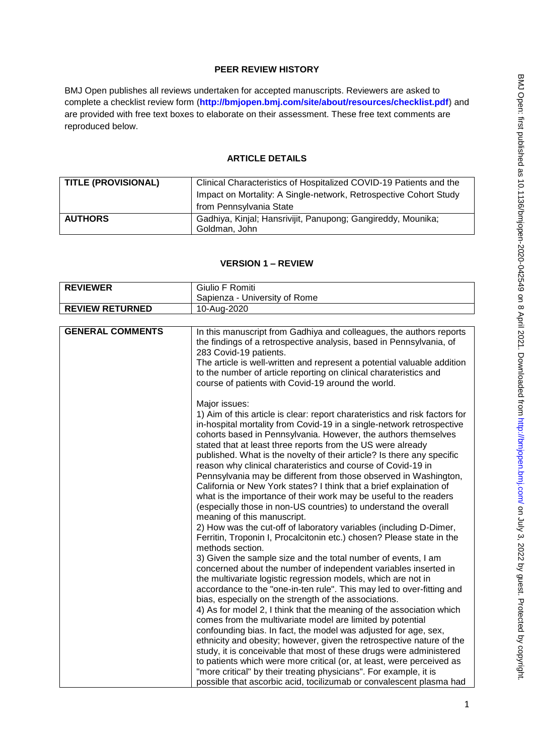# PEER REVIEW HISTORY

BMJ Open publishes all reviews undertaken for accepted manuscripts. Reviewers are asked to complete a checklist review form (**http://bmjopen.bmj.com/site/about/resources/checklist.pdf**) and are provided with free text boxes to elaborate on their assessment. These free text comments are reproduced below.

## ARTICLE DETAILS

| | |
|---|---|
| **TITLE (PROVISIONAL)** | Clinical Characteristics of Hospitalized COVID-19 Patients and the Impact on Mortality: A Single-network, Retrospective Cohort Study from Pennsylvania State |
| **AUTHORS** | Gadhiya, Kinjal; Hansrivijit, Panupong; Gangireddy, Mounika; Goldman, John |

## VERSION 1 – REVIEW

| | |
|---|---|
| **REVIEWER** | Giulio F Romiti<br>Sapienza - University of Rome |
| **REVIEW RETURNED** | 10-Aug-2020 |

| | |
|---|---|
| **GENERAL COMMENTS** | In this manuscript from Gadhiya and colleagues, the authors reports the findings of a retrospective analysis, based in Pennsylvania, of 283 Covid-19 patients.<br>The article is well-written and represent a potential valuable addition to the number of article reporting on clinical charateristics and course of patients with Covid-19 around the world.<br><br>Major issues:<br>1) Aim of this article is clear: report charateristics and risk factors for in-hospital mortality from Covid-19 in a single-network retrospective cohorts based in Pennsylvania. However, the authors themselves stated that at least three reports from the US were already published. What is the novelty of their article? Is there any specific reason why clinical charateristics and course of Covid-19 in Pennsylvania may be different from those observed in Washington, California or New York states? I think that a brief explaination of what is the importance of their work may be useful to the readers (especially those in non-US countries) to understand the overall meaning of this manuscript.<br>2) How was the cut-off of laboratory variables (including D-Dimer, Ferritin, Troponin I, Procalcitonin etc.) chosen? Please state in the methods section.<br>3) Given the sample size and the total number of events, I am concerned about the number of independent variables inserted in the multivariate logistic regression models, which are not in accordance to the "one-in-ten rule". This may led to over-fitting and bias, especially on the strength of the associations.<br>4) As for model 2, I think that the meaning of the association which comes from the multivariate model are limited by potential confounding bias. In fact, the model was adjusted for age, sex, ethnicity and obesity; however, given the retrospective nature of the study, it is conceivable that most of these drugs were administered to patients which were more critical (or, at least, were perceived as "more critical" by their treating physicians". For example, it is possible that ascorbic acid, tocilizumab or convalescent plasma had |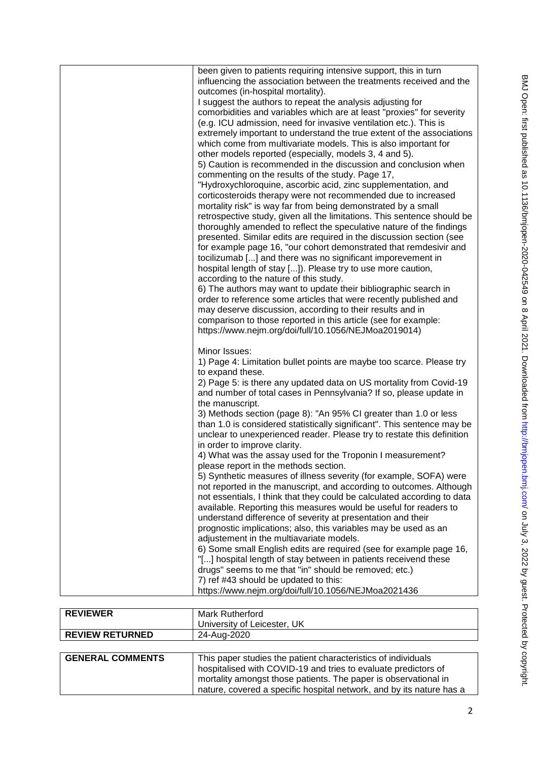| | |
|---|---|
| | been given to patients requiring intensive support, this in turn influencing the association between the treatments received and the outcomes (in-hospital mortality).<br>I suggest the authors to repeat the analysis adjusting for comorbidities and variables which are at least "proxies" for severity (e.g. ICU admission, need for invasive ventilation etc.). This is extremely important to understand the true extent of the associations which come from multivariate models. This is also important for other models reported (especially, models 3, 4 and 5).<br>5) Caution is recommended in the discussion and conclusion when commenting on the results of the study. Page 17, "Hydroxychloroquine, ascorbic acid, zinc supplementation, and corticosteroids therapy were not recommended due to increased mortality risk" is way far from being demonstrated by a small retrospective study, given all the limitations. This sentence should be thoroughly amended to reflect the speculative nature of the findings presented. Similar edits are required in the discussion section (see for example page 16, "our cohort demonstrated that remdesivir and tocilizumab [...] and there was no significant imporevement in hospital length of stay [...]). Please try to use more caution, according to the nature of this study.<br>6) The authors may want to update their bibliographic search in order to reference some articles that were recently published and may deserve discussion, according to their results and in comparison to those reported in this article (see for example: https://www.nejm.org/doi/full/10.1056/NEJMoa2019014)<br><br>Minor Issues:<br>1) Page 4: Limitation bullet points are maybe too scarce. Please try to expand these.<br>2) Page 5: is there any updated data on US mortality from Covid-19 and number of total cases in Pennsylvania? If so, please update in the manuscript.<br>3) Methods section (page 8): "An 95% CI greater than 1.0 or less than 1.0 is considered statistically significant". This sentence may be unclear to unexperienced reader. Please try to restate this definition in order to improve clarity.<br>4) What was the assay used for the Troponin I measurement? please report in the methods section.<br>5) Synthetic measures of illness severity (for example, SOFA) were not reported in the manuscript, and according to outcomes. Although not essentials, I think that they could be calculated according to data available. Reporting this measures would be useful for readers to understand difference of severity at presentation and their prognostic implications; also, this variables may be used as an adjustement in the multiavariate models.<br>6) Some small English edits are required (see for example page 16, "[...] hospital length of stay between in patients receivend these drugs" seems to me that "in" should be removed; etc.)<br>7) ref #43 should be updated to this: https://www.nejm.org/doi/full/10.1056/NEJMoa2021436 |

| | |
|---|---|
| **REVIEWER** | Mark Rutherford<br>University of Leicester, UK |
| **REVIEW RETURNED** | 24-Aug-2020 |

| | |
|---|---|
| **GENERAL COMMENTS** | This paper studies the patient characteristics of individuals hospitalised with COVID-19 and tries to evaluate predictors of mortality amongst those patients. The paper is observational in nature, covered a specific hospital network, and by its nature has a |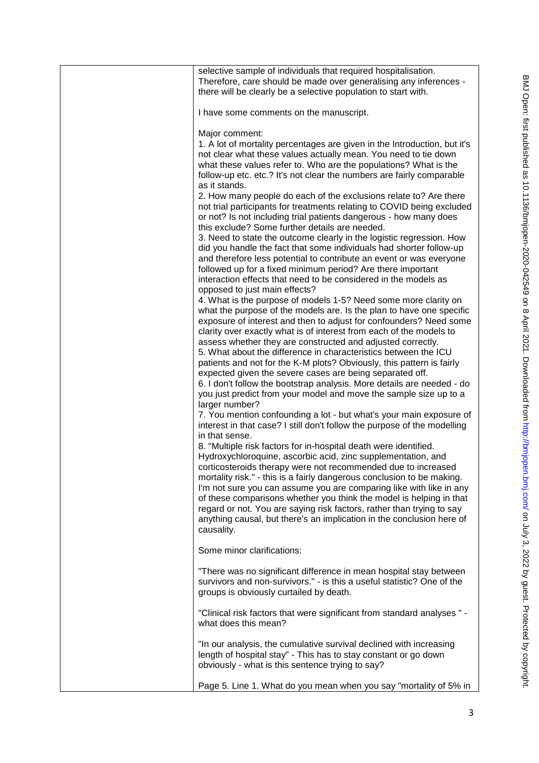| | |
|---|---|
| | selective sample of individuals that required hospitalisation. Therefore, care should be made over generalising any inferences - there will be clearly be a selective population to start with.<br><br>I have some comments on the manuscript.<br><br>Major comment:<br>1. A lot of mortality percentages are given in the Introduction, but it's not clear what these values actually mean. You need to tie down what these values refer to. Who are the populations? What is the follow-up etc. etc.? It's not clear the numbers are fairly comparable as it stands.<br>2. How many people do each of the exclusions relate to? Are there not trial participants for treatments relating to COVID being excluded or not? Is not including trial patients dangerous - how many does this exclude? Some further details are needed.<br>3. Need to state the outcome clearly in the logistic regression. How did you handle the fact that some individuals had shorter follow-up and therefore less potential to contribute an event or was everyone followed up for a fixed minimum period? Are there important interaction effects that need to be considered in the models as opposed to just main effects?<br>4. What is the purpose of models 1-5? Need some more clarity on what the purpose of the models are. Is the plan to have one specific exposure of interest and then to adjust for confounders? Need some clarity over exactly what is of interest from each of the models to assess whether they are constructed and adjusted correctly.<br>5. What about the difference in characteristics between the ICU patients and not for the K-M plots? Obviously, this pattern is fairly expected given the severe cases are being separated off.<br>6. I don't follow the bootstrap analysis. More details are needed - do you just predict from your model and move the sample size up to a larger number?<br>7. You mention confounding a lot - but what's your main exposure of interest in that case? I still don't follow the purpose of the modelling in that sense.<br>8. "Multiple risk factors for in-hospital death were identified. Hydroxychloroquine, ascorbic acid, zinc supplementation, and corticosteroids therapy were not recommended due to increased mortality risk." - this is a fairly dangerous conclusion to be making. I'm not sure you can assume you are comparing like with like in any of these comparisons whether you think the model is helping in that regard or not. You are saying risk factors, rather than trying to say anything causal, but there's an implication in the conclusion here of causality.<br><br>Some minor clarifications:<br><br>"There was no significant difference in mean hospital stay between survivors and non-survivors." - is this a useful statistic? One of the groups is obviously curtailed by death.<br><br>"Clinical risk factors that were significant from standard analyses " - what does this mean?<br><br>"In our analysis, the cumulative survival declined with increasing length of hospital stay" - This has to stay constant or go down obviously - what is this sentence trying to say?<br><br>Page 5. Line 1. What do you mean when you say "mortality of 5% in |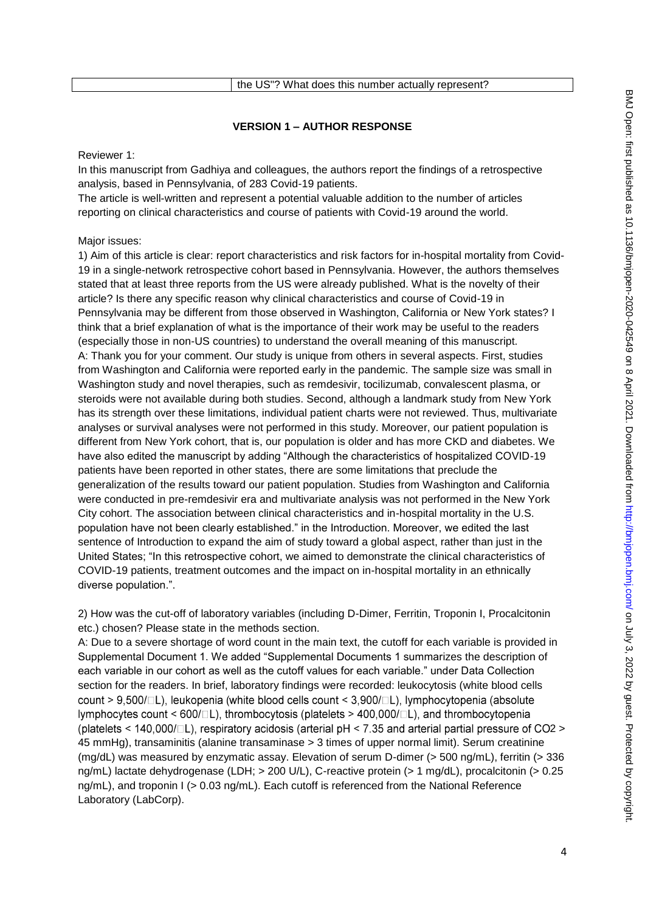| | the US"? What does this number actually represent? |
|---|---|

## VERSION 1 – AUTHOR RESPONSE

Reviewer 1:

In this manuscript from Gadhiya and colleagues, the authors report the findings of a retrospective analysis, based in Pennsylvania, of 283 Covid-19 patients.

The article is well-written and represent a potential valuable addition to the number of articles reporting on clinical characteristics and course of patients with Covid-19 around the world.

Major issues:

1) Aim of this article is clear: report characteristics and risk factors for in-hospital mortality from Covid-19 in a single-network retrospective cohort based in Pennsylvania. However, the authors themselves stated that at least three reports from the US were already published. What is the novelty of their article? Is there any specific reason why clinical characteristics and course of Covid-19 in Pennsylvania may be different from those observed in Washington, California or New York states? I think that a brief explanation of what is the importance of their work may be useful to the readers (especially those in non-US countries) to understand the overall meaning of this manuscript.

A: Thank you for your comment. Our study is unique from others in several aspects. First, studies from Washington and California were reported early in the pandemic. The sample size was small in Washington study and novel therapies, such as remdesivir, tocilizumab, convalescent plasma, or steroids were not available during both studies. Second, although a landmark study from New York has its strength over these limitations, individual patient charts were not reviewed. Thus, multivariate analyses or survival analyses were not performed in this study. Moreover, our patient population is different from New York cohort, that is, our population is older and has more CKD and diabetes. We have also edited the manuscript by adding "Although the characteristics of hospitalized COVID-19 patients have been reported in other states, there are some limitations that preclude the generalization of the results toward our patient population. Studies from Washington and California were conducted in pre-remdesivir era and multivariate analysis was not performed in the New York City cohort. The association between clinical characteristics and in-hospital mortality in the U.S. population have not been clearly established." in the Introduction. Moreover, we edited the last sentence of Introduction to expand the aim of study toward a global aspect, rather than just in the United States; "In this retrospective cohort, we aimed to demonstrate the clinical characteristics of COVID-19 patients, treatment outcomes and the impact on in-hospital mortality in an ethnically diverse population.".

2) How was the cut-off of laboratory variables (including D-Dimer, Ferritin, Troponin I, Procalcitonin etc.) chosen? Please state in the methods section.

A: Due to a severe shortage of word count in the main text, the cutoff for each variable is provided in Supplemental Document 1. We added "Supplemental Documents 1 summarizes the description of each variable in our cohort as well as the cutoff values for each variable." under Data Collection section for the readers. In brief, laboratory findings were recorded: leukocytosis (white blood cells count > 9,500/□L), leukopenia (white blood cells count < 3,900/□L), lymphocytopenia (absolute lymphocytes count < 600/□L), thrombocytosis (platelets > 400,000/□L), and thrombocytopenia (platelets < 140,000/□L), respiratory acidosis (arterial pH < 7.35 and arterial partial pressure of $CO_2$ > 45 mmHg), transaminitis (alanine transaminase > 3 times of upper normal limit). Serum creatinine (mg/dL) was measured by enzymatic assay. Elevation of serum D-dimer (> 500 ng/mL), ferritin (> 336 ng/mL) lactate dehydrogenase (LDH; > 200 U/L), C-reactive protein (> 1 mg/dL), procalcitonin (> 0.25 ng/mL), and troponin I (> 0.03 ng/mL). Each cutoff is referenced from the National Reference Laboratory (LabCorp).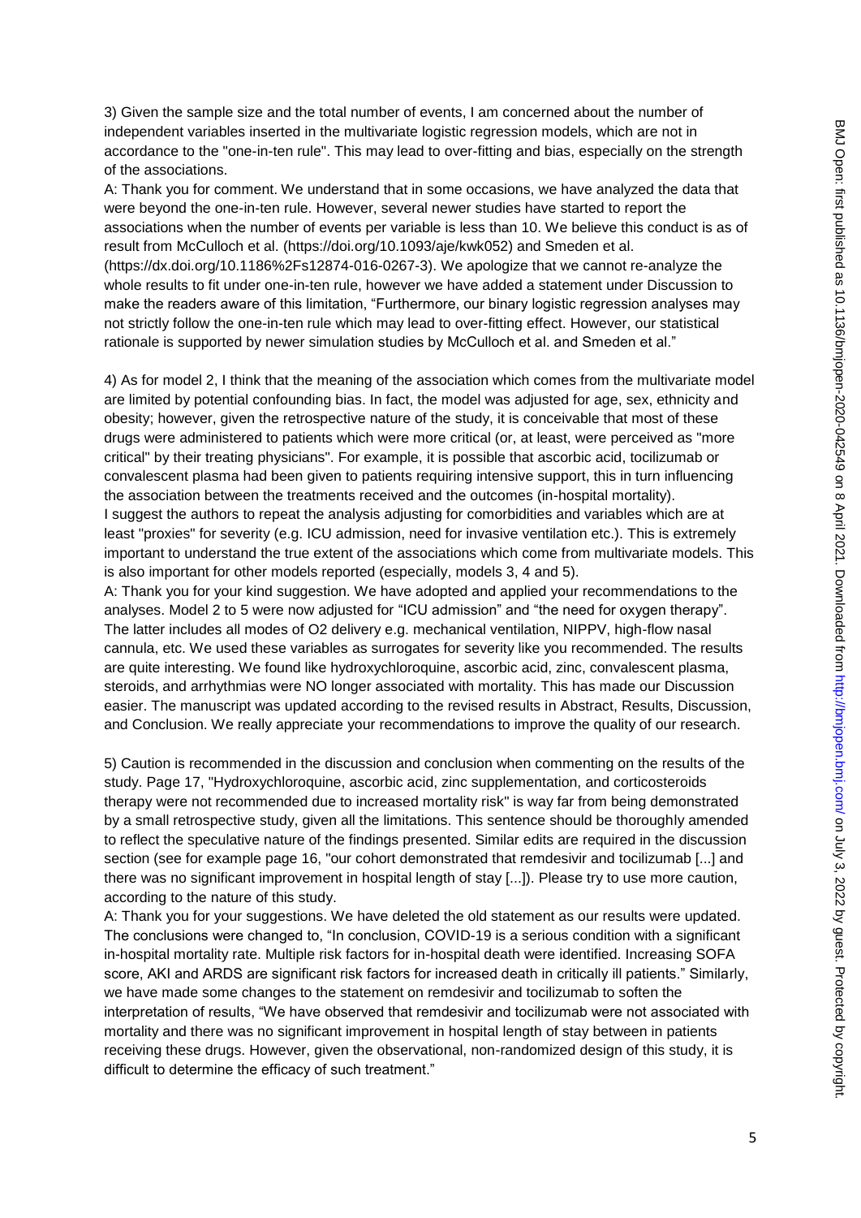3) Given the sample size and the total number of events, I am concerned about the number of independent variables inserted in the multivariate logistic regression models, which are not in accordance to the "one-in-ten rule". This may lead to over-fitting and bias, especially on the strength of the associations.

A: Thank you for comment. We understand that in some occasions, we have analyzed the data that were beyond the one-in-ten rule. However, several newer studies have started to report the associations when the number of events per variable is less than 10. We believe this conduct is as of result from McCulloch et al. (https://doi.org/10.1093/aje/kwk052) and Smeden et al. (https://dx.doi.org/10.1186%2Fs12874-016-0267-3). We apologize that we cannot re-analyze the whole results to fit under one-in-ten rule, however we have added a statement under Discussion to make the readers aware of this limitation, "Furthermore, our binary logistic regression analyses may not strictly follow the one-in-ten rule which may lead to over-fitting effect. However, our statistical rationale is supported by newer simulation studies by McCulloch et al. and Smeden et al."

4) As for model 2, I think that the meaning of the association which comes from the multivariate model are limited by potential confounding bias. In fact, the model was adjusted for age, sex, ethnicity and obesity; however, given the retrospective nature of the study, it is conceivable that most of these drugs were administered to patients which were more critical (or, at least, were perceived as "more critical" by their treating physicians". For example, it is possible that ascorbic acid, tocilizumab or convalescent plasma had been given to patients requiring intensive support, this in turn influencing the association between the treatments received and the outcomes (in-hospital mortality).

I suggest the authors to repeat the analysis adjusting for comorbidities and variables which are at least "proxies" for severity (e.g. ICU admission, need for invasive ventilation etc.). This is extremely important to understand the true extent of the associations which come from multivariate models. This is also important for other models reported (especially, models 3, 4 and 5).

A: Thank you for your kind suggestion. We have adopted and applied your recommendations to the analyses. Model 2 to 5 were now adjusted for "ICU admission" and "the need for oxygen therapy". The latter includes all modes of O2 delivery e.g. mechanical ventilation, NIPPV, high-flow nasal cannula, etc. We used these variables as surrogates for severity like you recommended. The results are quite interesting. We found like hydroxychloroquine, ascorbic acid, zinc, convalescent plasma, steroids, and arrhythmias were NO longer associated with mortality. This has made our Discussion easier. The manuscript was updated according to the revised results in Abstract, Results, Discussion, and Conclusion. We really appreciate your recommendations to improve the quality of our research.

5) Caution is recommended in the discussion and conclusion when commenting on the results of the study. Page 17, "Hydroxychloroquine, ascorbic acid, zinc supplementation, and corticosteroids therapy were not recommended due to increased mortality risk" is way far from being demonstrated by a small retrospective study, given all the limitations. This sentence should be thoroughly amended to reflect the speculative nature of the findings presented. Similar edits are required in the discussion section (see for example page 16, "our cohort demonstrated that remdesivir and tocilizumab [...] and there was no significant improvement in hospital length of stay [...]). Please try to use more caution, according to the nature of this study.

A: Thank you for your suggestions. We have deleted the old statement as our results were updated. The conclusions were changed to, "In conclusion, COVID-19 is a serious condition with a significant in-hospital mortality rate. Multiple risk factors for in-hospital death were identified. Increasing SOFA score, AKI and ARDS are significant risk factors for increased death in critically ill patients." Similarly, we have made some changes to the statement on remdesivir and tocilizumab to soften the interpretation of results, "We have observed that remdesivir and tocilizumab were not associated with mortality and there was no significant improvement in hospital length of stay between in patients receiving these drugs. However, given the observational, non-randomized design of this study, it is difficult to determine the efficacy of such treatment."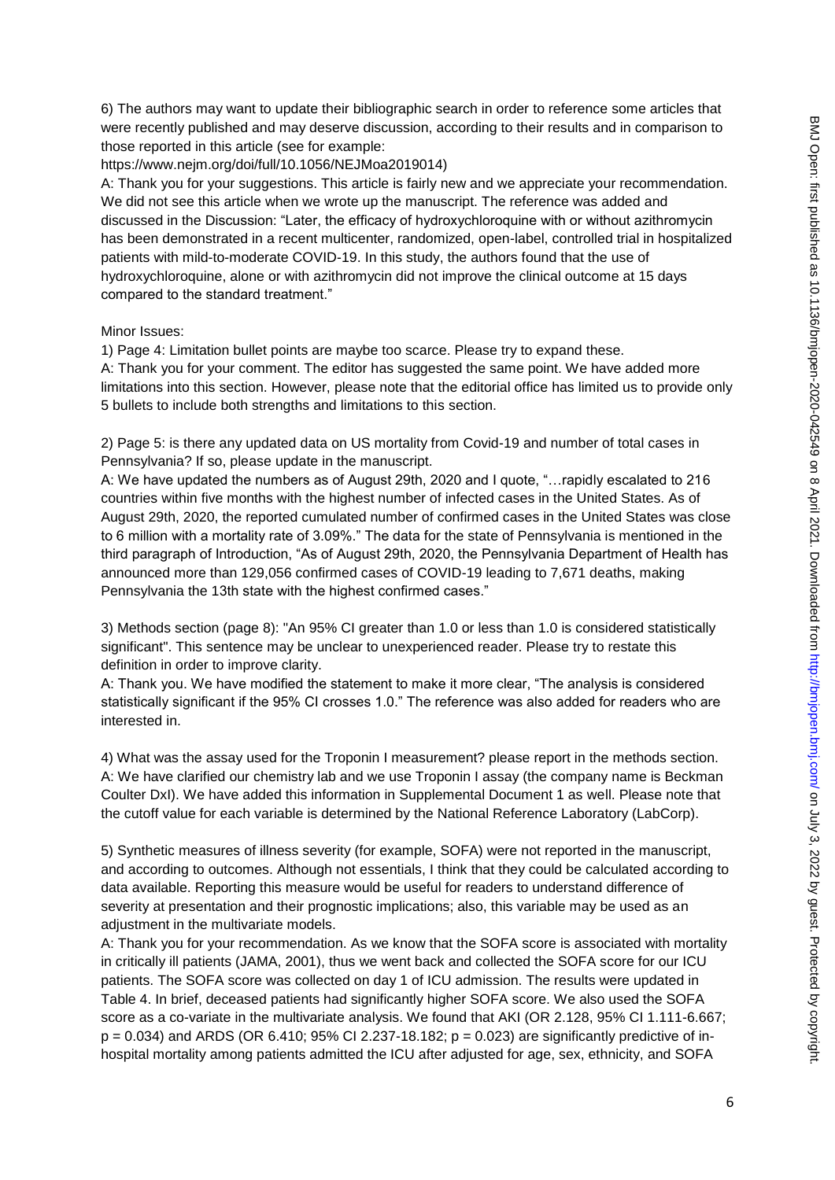6) The authors may want to update their bibliographic search in order to reference some articles that were recently published and may deserve discussion, according to their results and in comparison to those reported in this article (see for example: https://www.nejm.org/doi/full/10.1056/NEJMoa2019014)

A: Thank you for your suggestions. This article is fairly new and we appreciate your recommendation. We did not see this article when we wrote up the manuscript. The reference was added and discussed in the Discussion: "Later, the efficacy of hydroxychloroquine with or without azithromycin has been demonstrated in a recent multicenter, randomized, open-label, controlled trial in hospitalized patients with mild-to-moderate COVID-19. In this study, the authors found that the use of hydroxychloroquine, alone or with azithromycin did not improve the clinical outcome at 15 days compared to the standard treatment."

Minor Issues:

1) Page 4: Limitation bullet points are maybe too scarce. Please try to expand these.

A: Thank you for your comment. The editor has suggested the same point. We have added more limitations into this section. However, please note that the editorial office has limited us to provide only 5 bullets to include both strengths and limitations to this section.

2) Page 5: is there any updated data on US mortality from Covid-19 and number of total cases in Pennsylvania? If so, please update in the manuscript.

A: We have updated the numbers as of August 29th, 2020 and I quote, "…rapidly escalated to 216 countries within five months with the highest number of infected cases in the United States. As of August 29th, 2020, the reported cumulated number of confirmed cases in the United States was close to 6 million with a mortality rate of 3.09%." The data for the state of Pennsylvania is mentioned in the third paragraph of Introduction, "As of August 29th, 2020, the Pennsylvania Department of Health has announced more than 129,056 confirmed cases of COVID-19 leading to 7,671 deaths, making Pennsylvania the 13th state with the highest confirmed cases."

3) Methods section (page 8): "An 95% CI greater than 1.0 or less than 1.0 is considered statistically significant". This sentence may be unclear to unexperienced reader. Please try to restate this definition in order to improve clarity.

A: Thank you. We have modified the statement to make it more clear, "The analysis is considered statistically significant if the 95% CI crosses 1.0." The reference was also added for readers who are interested in.

4) What was the assay used for the Troponin I measurement? please report in the methods section.

A: We have clarified our chemistry lab and we use Troponin I assay (the company name is Beckman Coulter DxI). We have added this information in Supplemental Document 1 as well. Please note that the cutoff value for each variable is determined by the National Reference Laboratory (LabCorp).

5) Synthetic measures of illness severity (for example, SOFA) were not reported in the manuscript, and according to outcomes. Although not essentials, I think that they could be calculated according to data available. Reporting this measure would be useful for readers to understand difference of severity at presentation and their prognostic implications; also, this variable may be used as an adjustment in the multivariate models.

A: Thank you for your recommendation. As we know that the SOFA score is associated with mortality in critically ill patients (JAMA, 2001), thus we went back and collected the SOFA score for our ICU patients. The SOFA score was collected on day 1 of ICU admission. The results were updated in Table 4. In brief, deceased patients had significantly higher SOFA score. We also used the SOFA score as a co-variate in the multivariate analysis. We found that AKI (OR 2.128, 95% CI 1.111-6.667; $p = 0.034$) and ARDS (OR 6.410; 95% CI 2.237-18.182; $p = 0.023$) are significantly predictive of in-hospital mortality among patients admitted the ICU after adjusted for age, sex, ethnicity, and SOFA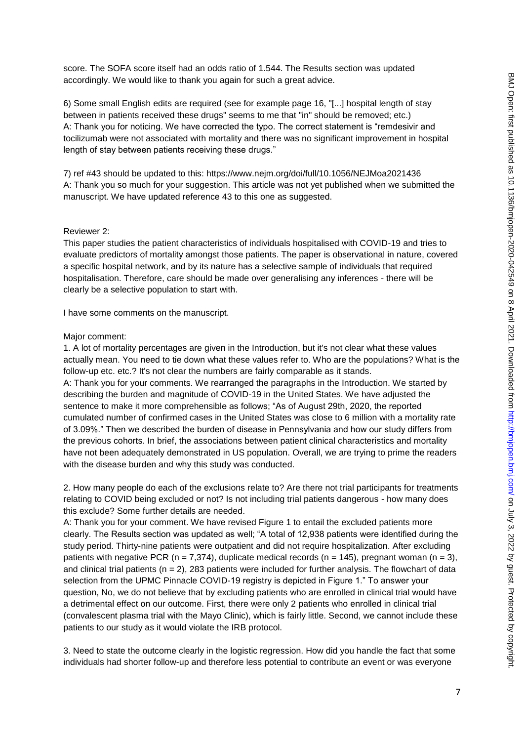score. The SOFA score itself had an odds ratio of 1.544. The Results section was updated accordingly. We would like to thank you again for such a great advice.

6) Some small English edits are required (see for example page 16, "[...] hospital length of stay between in patients received these drugs" seems to me that "in" should be removed; etc.)
A: Thank you for noticing. We have corrected the typo. The correct statement is "remdesivir and tocilizumab were not associated with mortality and there was no significant improvement in hospital length of stay between patients receiving these drugs."

7) ref #43 should be updated to this: https://www.nejm.org/doi/full/10.1056/NEJMoa2021436
A: Thank you so much for your suggestion. This article was not yet published when we submitted the manuscript. We have updated reference 43 to this one as suggested.

Reviewer 2:
This paper studies the patient characteristics of individuals hospitalised with COVID-19 and tries to evaluate predictors of mortality amongst those patients. The paper is observational in nature, covered a specific hospital network, and by its nature has a selective sample of individuals that required hospitalisation. Therefore, care should be made over generalising any inferences - there will be clearly be a selective population to start with.

I have some comments on the manuscript.

Major comment:
1. A lot of mortality percentages are given in the Introduction, but it's not clear what these values actually mean. You need to tie down what these values refer to. Who are the populations? What is the follow-up etc. etc.? It's not clear the numbers are fairly comparable as it stands.
A: Thank you for your comments. We rearranged the paragraphs in the Introduction. We started by describing the burden and magnitude of COVID-19 in the United States. We have adjusted the sentence to make it more comprehensible as follows; "As of August 29th, 2020, the reported cumulated number of confirmed cases in the United States was close to 6 million with a mortality rate of 3.09%." Then we described the burden of disease in Pennsylvania and how our study differs from the previous cohorts. In brief, the associations between patient clinical characteristics and mortality have not been adequately demonstrated in US population. Overall, we are trying to prime the readers with the disease burden and why this study was conducted.

2. How many people do each of the exclusions relate to? Are there not trial participants for treatments relating to COVID being excluded or not? Is not including trial patients dangerous - how many does this exclude? Some further details are needed.
A: Thank you for your comment. We have revised Figure 1 to entail the excluded patients more clearly. The Results section was updated as well; "A total of 12,938 patients were identified during the study period. Thirty-nine patients were outpatient and did not require hospitalization. After excluding patients with negative PCR (n = 7,374), duplicate medical records (n = 145), pregnant woman (n = 3), and clinical trial patients (n = 2), 283 patients were included for further analysis. The flowchart of data selection from the UPMC Pinnacle COVID-19 registry is depicted in Figure 1." To answer your question, No, we do not believe that by excluding patients who are enrolled in clinical trial would have a detrimental effect on our outcome. First, there were only 2 patients who enrolled in clinical trial (convalescent plasma trial with the Mayo Clinic), which is fairly little. Second, we cannot include these patients to our study as it would violate the IRB protocol.

3. Need to state the outcome clearly in the logistic regression. How did you handle the fact that some individuals had shorter follow-up and therefore less potential to contribute an event or was everyone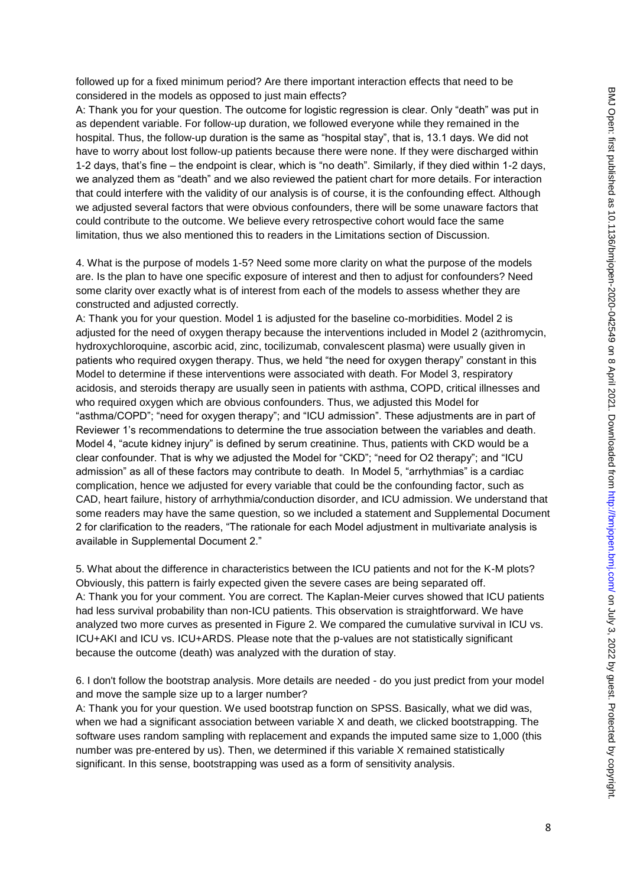followed up for a fixed minimum period? Are there important interaction effects that need to be considered in the models as opposed to just main effects?

A: Thank you for your question. The outcome for logistic regression is clear. Only "death" was put in as dependent variable. For follow-up duration, we followed everyone while they remained in the hospital. Thus, the follow-up duration is the same as "hospital stay", that is, 13.1 days. We did not have to worry about lost follow-up patients because there were none. If they were discharged within 1-2 days, that's fine – the endpoint is clear, which is "no death". Similarly, if they died within 1-2 days, we analyzed them as "death" and we also reviewed the patient chart for more details. For interaction that could interfere with the validity of our analysis is of course, it is the confounding effect. Although we adjusted several factors that were obvious confounders, there will be some unaware factors that could contribute to the outcome. We believe every retrospective cohort would face the same limitation, thus we also mentioned this to readers in the Limitations section of Discussion.

4. What is the purpose of models 1-5? Need some more clarity on what the purpose of the models are. Is the plan to have one specific exposure of interest and then to adjust for confounders? Need some clarity over exactly what is of interest from each of the models to assess whether they are constructed and adjusted correctly.

A: Thank you for your question. Model 1 is adjusted for the baseline co-morbidities. Model 2 is adjusted for the need of oxygen therapy because the interventions included in Model 2 (azithromycin, hydroxychloroquine, ascorbic acid, zinc, tocilizumab, convalescent plasma) were usually given in patients who required oxygen therapy. Thus, we held "the need for oxygen therapy" constant in this Model to determine if these interventions were associated with death. For Model 3, respiratory acidosis, and steroids therapy are usually seen in patients with asthma, COPD, critical illnesses and who required oxygen which are obvious confounders. Thus, we adjusted this Model for "asthma/COPD"; "need for oxygen therapy"; and "ICU admission". These adjustments are in part of Reviewer 1's recommendations to determine the true association between the variables and death. Model 4, "acute kidney injury" is defined by serum creatinine. Thus, patients with CKD would be a clear confounder. That is why we adjusted the Model for "CKD"; "need for O2 therapy"; and "ICU admission" as all of these factors may contribute to death. In Model 5, "arrhythmias" is a cardiac complication, hence we adjusted for every variable that could be the confounding factor, such as CAD, heart failure, history of arrhythmia/conduction disorder, and ICU admission. We understand that some readers may have the same question, so we included a statement and Supplemental Document 2 for clarification to the readers, "The rationale for each Model adjustment in multivariate analysis is available in Supplemental Document 2."

5. What about the difference in characteristics between the ICU patients and not for the K-M plots? Obviously, this pattern is fairly expected given the severe cases are being separated off.

A: Thank you for your comment. You are correct. The Kaplan-Meier curves showed that ICU patients had less survival probability than non-ICU patients. This observation is straightforward. We have analyzed two more curves as presented in Figure 2. We compared the cumulative survival in ICU vs. ICU+AKI and ICU vs. ICU+ARDS. Please note that the p-values are not statistically significant because the outcome (death) was analyzed with the duration of stay.

6. I don't follow the bootstrap analysis. More details are needed - do you just predict from your model and move the sample size up to a larger number?

A: Thank you for your question. We used bootstrap function on SPSS. Basically, what we did was, when we had a significant association between variable X and death, we clicked bootstrapping. The software uses random sampling with replacement and expands the imputed same size to 1,000 (this number was pre-entered by us). Then, we determined if this variable X remained statistically significant. In this sense, bootstrapping was used as a form of sensitivity analysis.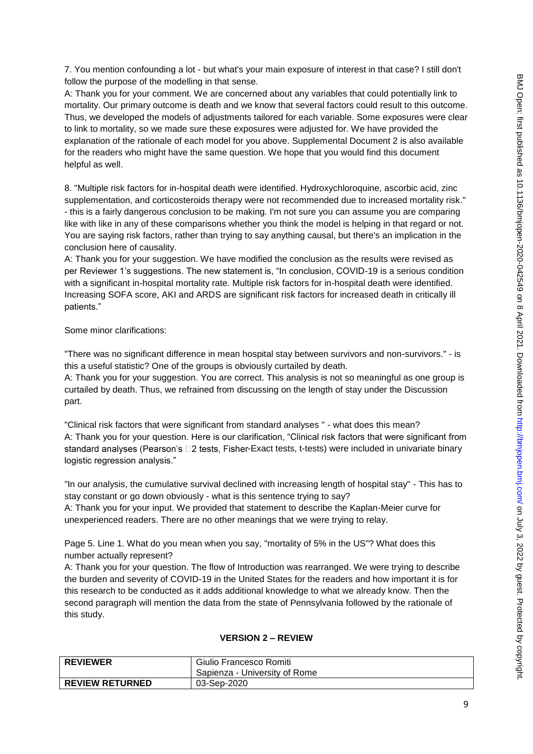7. You mention confounding a lot - but what's your main exposure of interest in that case? I still don't follow the purpose of the modelling in that sense.
A: Thank you for your comment. We are concerned about any variables that could potentially link to mortality. Our primary outcome is death and we know that several factors could result to this outcome. Thus, we developed the models of adjustments tailored for each variable. Some exposures were clear to link to mortality, so we made sure these exposures were adjusted for. We have provided the explanation of the rationale of each model for you above. Supplemental Document 2 is also available for the readers who might have the same question. We hope that you would find this document helpful as well.

8. "Multiple risk factors for in-hospital death were identified. Hydroxychloroquine, ascorbic acid, zinc supplementation, and corticosteroids therapy were not recommended due to increased mortality risk." - this is a fairly dangerous conclusion to be making. I'm not sure you can assume you are comparing like with like in any of these comparisons whether you think the model is helping in that regard or not. You are saying risk factors, rather than trying to say anything causal, but there's an implication in the conclusion here of causality.
A: Thank you for your suggestion. We have modified the conclusion as the results were revised as per Reviewer 1's suggestions. The new statement is, "In conclusion, COVID-19 is a serious condition with a significant in-hospital mortality rate. Multiple risk factors for in-hospital death were identified. Increasing SOFA score, AKI and ARDS are significant risk factors for increased death in critically ill patients."

Some minor clarifications:

"There was no significant difference in mean hospital stay between survivors and non-survivors." - is this a useful statistic? One of the groups is obviously curtailed by death.
A: Thank you for your suggestion. You are correct. This analysis is not so meaningful as one group is curtailed by death. Thus, we refrained from discussing on the length of stay under the Discussion part.

"Clinical risk factors that were significant from standard analyses " - what does this mean?
A: Thank you for your question. Here is our clarification, "Clinical risk factors that were significant from standard analyses (Pearson's $\chi^2$ tests, Fisher-Exact tests, t-tests) were included in univariate binary logistic regression analysis."

"In our analysis, the cumulative survival declined with increasing length of hospital stay" - This has to stay constant or go down obviously - what is this sentence trying to say?
A: Thank you for your input. We provided that statement to describe the Kaplan-Meier curve for unexperienced readers. There are no other meanings that we were trying to relay.

Page 5. Line 1. What do you mean when you say, "mortality of 5% in the US"? What does this number actually represent?
A: Thank you for your question. The flow of Introduction was rearranged. We were trying to describe the burden and severity of COVID-19 in the United States for the readers and how important it is for this research to be conducted as it adds additional knowledge to what we already know. Then the second paragraph will mention the data from the state of Pennsylvania followed by the rationale of this study.

## VERSION 2 – REVIEW

| REVIEWER | Giulio Francesco Romiti<br>Sapienza - University of Rome |
|---|---|
| REVIEW RETURNED | 03-Sep-2020 |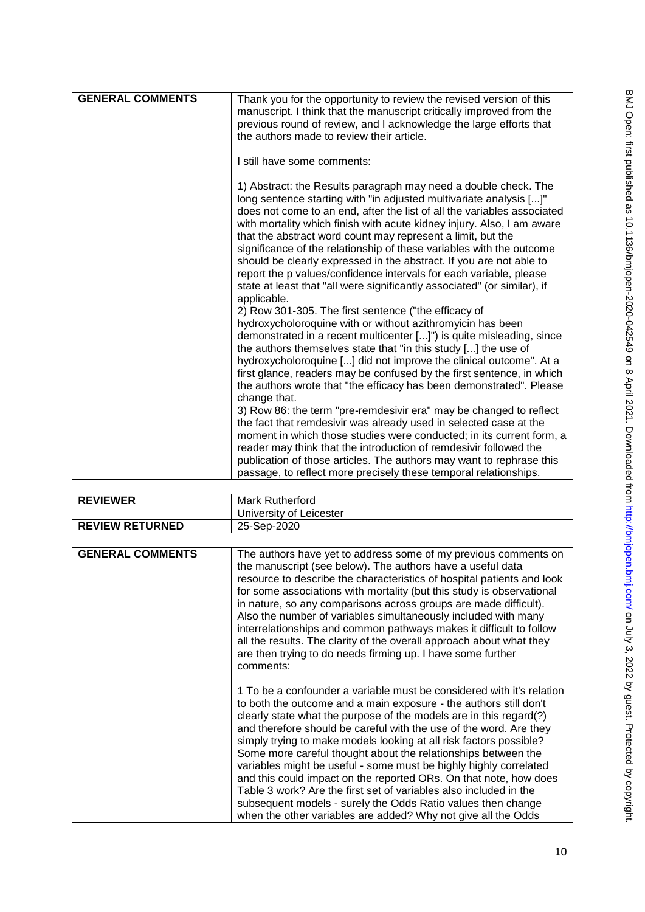| GENERAL COMMENTS | Thank you for the opportunity to review the revised version of this manuscript. I think that the manuscript critically improved from the previous round of review, and I acknowledge the large efforts that the authors made to review their article.<br><br>I still have some comments:<br><br>1) Abstract: the Results paragraph may need a double check. The long sentence starting with "in adjusted multivariate analysis [...]" does not come to an end, after the list of all the variables associated with mortality which finish with acute kidney injury. Also, I am aware that the abstract word count may represent a limit, but the significance of the relationship of these variables with the outcome should be clearly expressed in the abstract. If you are not able to report the p values/confidence intervals for each variable, please state at least that "all were significantly associated" (or similar), if applicable.<br>2) Row 301-305. The first sentence ("the efficacy of hydroxycholoroquine with or without azithromyicin has been demonstrated in a recent multicenter [...]") is quite misleading, since the authors themselves state that "in this study [...] the use of hydroxycholoroquine [...] did not improve the clinical outcome". At a first glance, readers may be confused by the first sentence, in which the authors wrote that "the efficacy has been demonstrated". Please change that.<br>3) Row 86: the term "pre-remdesivir era" may be changed to reflect the fact that remdesivir was already used in selected case at the moment in which those studies were conducted; in its current form, a reader may think that the introduction of remdesivir followed the publication of those articles. The authors may want to rephrase this passage, to reflect more precisely these temporal relationships. |
|---|---|

| REVIEWER | Mark Rutherford<br>University of Leicester |
|---|---|
| REVIEW RETURNED | 25-Sep-2020 |

| GENERAL COMMENTS | The authors have yet to address some of my previous comments on the manuscript (see below). The authors have a useful data resource to describe the characteristics of hospital patients and look for some associations with mortality (but this study is observational in nature, so any comparisons across groups are made difficult). Also the number of variables simultaneously included with many interrelationships and common pathways makes it difficult to follow all the results. The clarity of the overall approach about what they are then trying to do needs firming up. I have some further comments:<br><br>1 To be a confounder a variable must be considered with it's relation to both the outcome and a main exposure - the authors still don't clearly state what the purpose of the models are in this regard(?) and therefore should be careful with the use of the word. Are they simply trying to make models looking at all risk factors possible? Some more careful thought about the relationships between the variables might be useful - some must be highly highly correlated and this could impact on the reported ORs. On that note, how does Table 3 work? Are the first set of variables also included in the subsequent models - surely the Odds Ratio values then change when the other variables are added? Why not give all the Odds |
|---|---|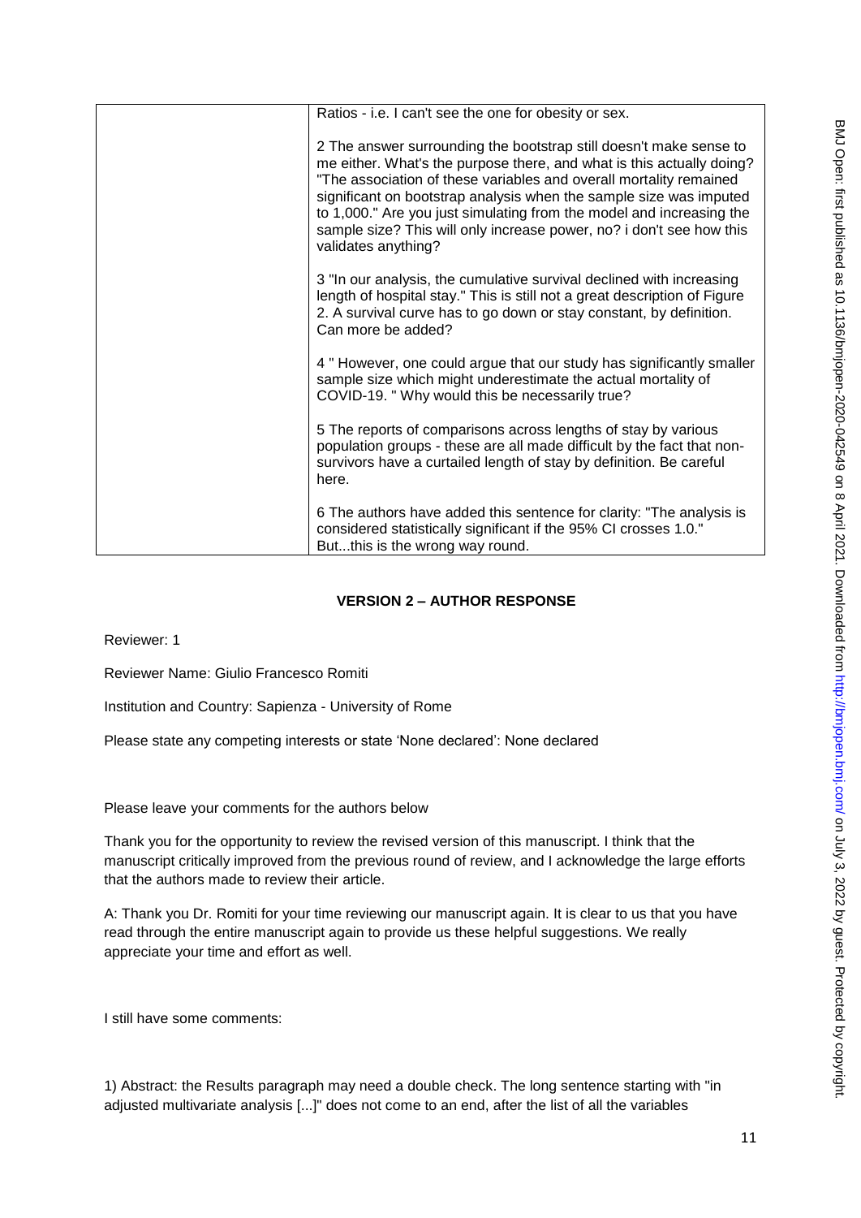| | Ratios - i.e. I can't see the one for obesity or sex.<br><br>2 The answer surrounding the bootstrap still doesn't make sense to me either. What's the purpose there, and what is this actually doing? "The association of these variables and overall mortality remained significant on bootstrap analysis when the sample size was imputed to 1,000." Are you just simulating from the model and increasing the sample size? This will only increase power, no? i don't see how this validates anything?<br><br>3 "In our analysis, the cumulative survival declined with increasing length of hospital stay." This is still not a great description of Figure 2. A survival curve has to go down or stay constant, by definition. Can more be added?<br><br>4 " However, one could argue that our study has significantly smaller sample size which might underestimate the actual mortality of COVID-19. " Why would this be necessarily true?<br><br>5 The reports of comparisons across lengths of stay by various population groups - these are all made difficult by the fact that non-survivors have a curtailed length of stay by definition. Be careful here.<br><br>6 The authors have added this sentence for clarity: "The analysis is considered statistically significant if the 95% CI crosses 1.0." But...this is the wrong way round. |
|---|---|

**VERSION 2 – AUTHOR RESPONSE**

Reviewer: 1

Reviewer Name: Giulio Francesco Romiti

Institution and Country: Sapienza - University of Rome

Please state any competing interests or state 'None declared': None declared

Please leave your comments for the authors below

Thank you for the opportunity to review the revised version of this manuscript. I think that the manuscript critically improved from the previous round of review, and I acknowledge the large efforts that the authors made to review their article.

A: Thank you Dr. Romiti for your time reviewing our manuscript again. It is clear to us that you have read through the entire manuscript again to provide us these helpful suggestions. We really appreciate your time and effort as well.

I still have some comments:

1) Abstract: the Results paragraph may need a double check. The long sentence starting with "in adjusted multivariate analysis [...]" does not come to an end, after the list of all the variables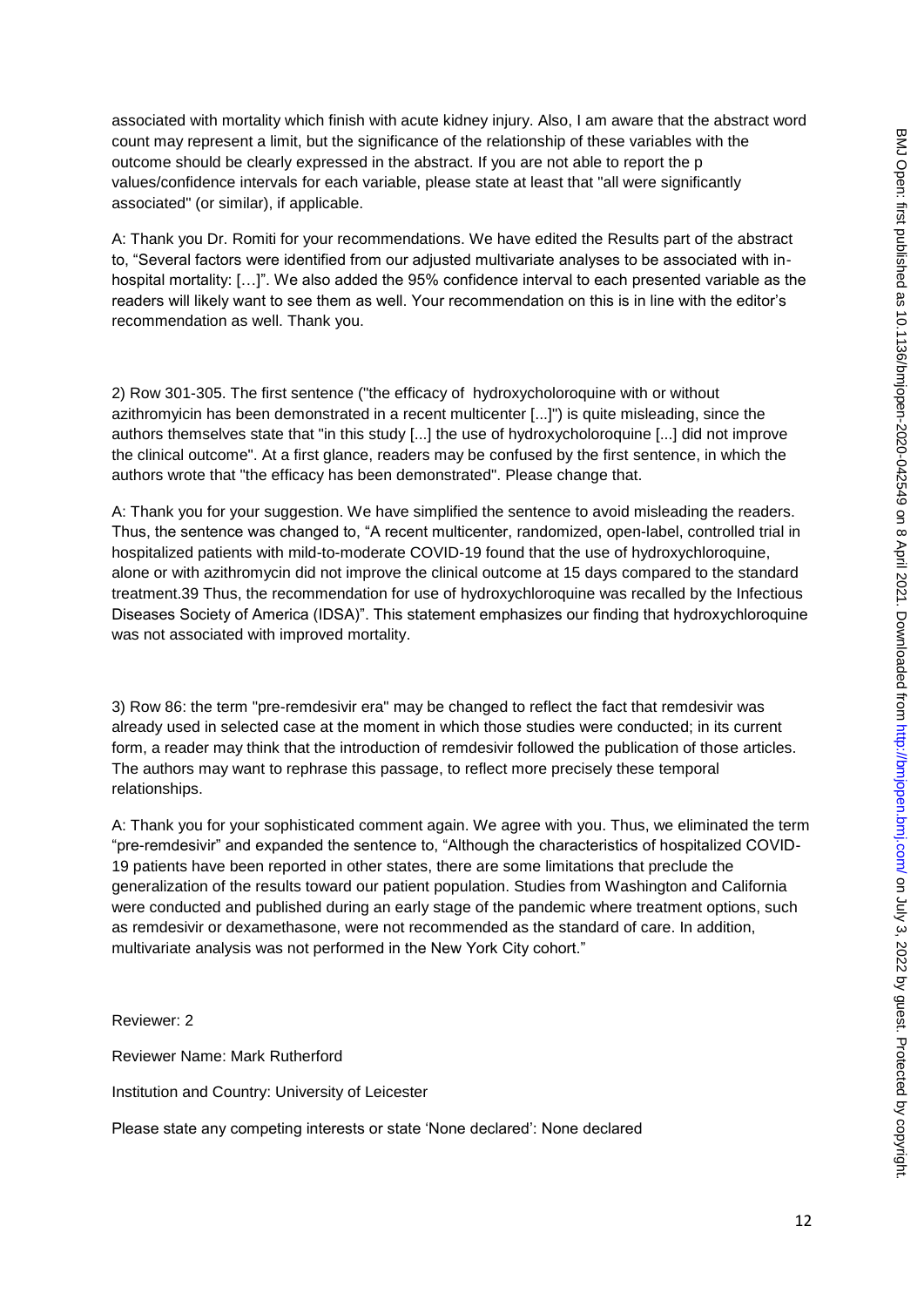associated with mortality which finish with acute kidney injury. Also, I am aware that the abstract word count may represent a limit, but the significance of the relationship of these variables with the outcome should be clearly expressed in the abstract. If you are not able to report the p values/confidence intervals for each variable, please state at least that "all were significantly associated" (or similar), if applicable.

A: Thank you Dr. Romiti for your recommendations. We have edited the Results part of the abstract to, "Several factors were identified from our adjusted multivariate analyses to be associated with in-hospital mortality: […]". We also added the 95% confidence interval to each presented variable as the readers will likely want to see them as well. Your recommendation on this is in line with the editor's recommendation as well. Thank you.

2) Row 301-305. The first sentence ("the efficacy of hydroxycholoroquine with or without azithromyicin has been demonstrated in a recent multicenter [...]") is quite misleading, since the authors themselves state that "in this study [...] the use of hydroxycholoroquine [...] did not improve the clinical outcome". At a first glance, readers may be confused by the first sentence, in which the authors wrote that "the efficacy has been demonstrated". Please change that.

A: Thank you for your suggestion. We have simplified the sentence to avoid misleading the readers. Thus, the sentence was changed to, "A recent multicenter, randomized, open-label, controlled trial in hospitalized patients with mild-to-moderate COVID-19 found that the use of hydroxychloroquine, alone or with azithromycin did not improve the clinical outcome at 15 days compared to the standard treatment.39 Thus, the recommendation for use of hydroxychloroquine was recalled by the Infectious Diseases Society of America (IDSA)". This statement emphasizes our finding that hydroxychloroquine was not associated with improved mortality.

3) Row 86: the term "pre-remdesivir era" may be changed to reflect the fact that remdesivir was already used in selected case at the moment in which those studies were conducted; in its current form, a reader may think that the introduction of remdesivir followed the publication of those articles. The authors may want to rephrase this passage, to reflect more precisely these temporal relationships.

A: Thank you for your sophisticated comment again. We agree with you. Thus, we eliminated the term "pre-remdesivir" and expanded the sentence to, "Although the characteristics of hospitalized COVID-19 patients have been reported in other states, there are some limitations that preclude the generalization of the results toward our patient population. Studies from Washington and California were conducted and published during an early stage of the pandemic where treatment options, such as remdesivir or dexamethasone, were not recommended as the standard of care. In addition, multivariate analysis was not performed in the New York City cohort."

Reviewer: 2

Reviewer Name: Mark Rutherford

Institution and Country: University of Leicester

Please state any competing interests or state 'None declared': None declared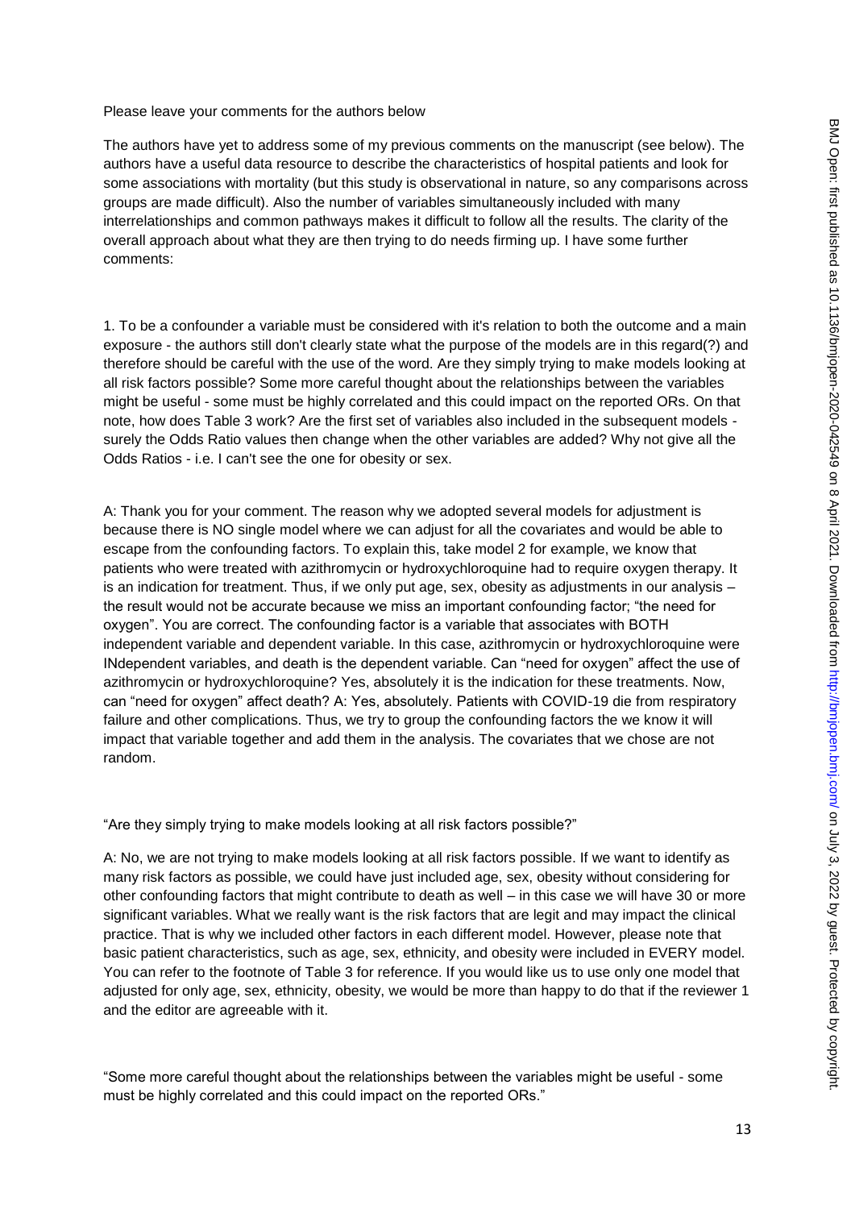Please leave your comments for the authors below

The authors have yet to address some of my previous comments on the manuscript (see below). The authors have a useful data resource to describe the characteristics of hospital patients and look for some associations with mortality (but this study is observational in nature, so any comparisons across groups are made difficult). Also the number of variables simultaneously included with many interrelationships and common pathways makes it difficult to follow all the results. The clarity of the overall approach about what they are then trying to do needs firming up. I have some further comments:

1. To be a confounder a variable must be considered with it's relation to both the outcome and a main exposure - the authors still don't clearly state what the purpose of the models are in this regard(?) and therefore should be careful with the use of the word. Are they simply trying to make models looking at all risk factors possible? Some more careful thought about the relationships between the variables might be useful - some must be highly correlated and this could impact on the reported ORs. On that note, how does Table 3 work? Are the first set of variables also included in the subsequent models - surely the Odds Ratio values then change when the other variables are added? Why not give all the Odds Ratios - i.e. I can't see the one for obesity or sex.

A: Thank you for your comment. The reason why we adopted several models for adjustment is because there is NO single model where we can adjust for all the covariates and would be able to escape from the confounding factors. To explain this, take model 2 for example, we know that patients who were treated with azithromycin or hydroxychloroquine had to require oxygen therapy. It is an indication for treatment. Thus, if we only put age, sex, obesity as adjustments in our analysis – the result would not be accurate because we miss an important confounding factor; "the need for oxygen". You are correct. The confounding factor is a variable that associates with BOTH independent variable and dependent variable. In this case, azithromycin or hydroxychloroquine were INdependent variables, and death is the dependent variable. Can "need for oxygen" affect the use of azithromycin or hydroxychloroquine? Yes, absolutely it is the indication for these treatments. Now, can "need for oxygen" affect death? A: Yes, absolutely. Patients with COVID-19 die from respiratory failure and other complications. Thus, we try to group the confounding factors the we know it will impact that variable together and add them in the analysis. The covariates that we chose are not random.

"Are they simply trying to make models looking at all risk factors possible?"

A: No, we are not trying to make models looking at all risk factors possible. If we want to identify as many risk factors as possible, we could have just included age, sex, obesity without considering for other confounding factors that might contribute to death as well – in this case we will have 30 or more significant variables. What we really want is the risk factors that are legit and may impact the clinical practice. That is why we included other factors in each different model. However, please note that basic patient characteristics, such as age, sex, ethnicity, and obesity were included in EVERY model. You can refer to the footnote of Table 3 for reference. If you would like us to use only one model that adjusted for only age, sex, ethnicity, obesity, we would be more than happy to do that if the reviewer 1 and the editor are agreeable with it.

"Some more careful thought about the relationships between the variables might be useful - some must be highly correlated and this could impact on the reported ORs."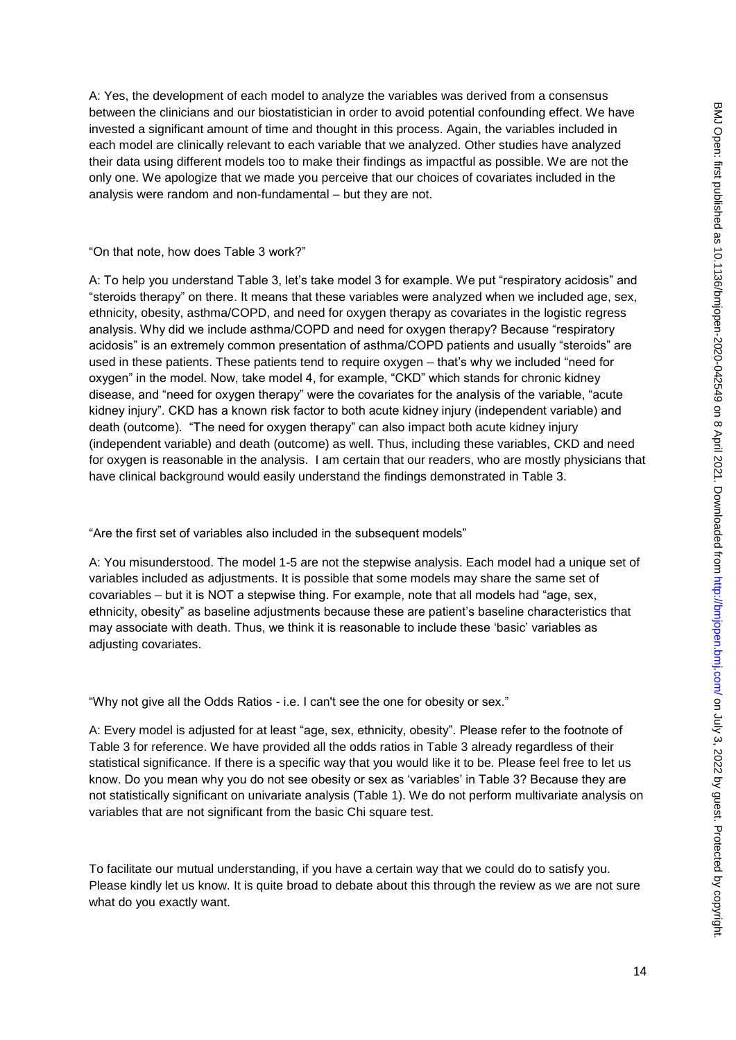A: Yes, the development of each model to analyze the variables was derived from a consensus between the clinicians and our biostatistician in order to avoid potential confounding effect. We have invested a significant amount of time and thought in this process. Again, the variables included in each model are clinically relevant to each variable that we analyzed. Other studies have analyzed their data using different models too to make their findings as impactful as possible. We are not the only one. We apologize that we made you perceive that our choices of covariates included in the analysis were random and non-fundamental – but they are not.

"On that note, how does Table 3 work?"

A: To help you understand Table 3, let's take model 3 for example. We put "respiratory acidosis" and "steroids therapy" on there. It means that these variables were analyzed when we included age, sex, ethnicity, obesity, asthma/COPD, and need for oxygen therapy as covariates in the logistic regress analysis. Why did we include asthma/COPD and need for oxygen therapy? Because "respiratory acidosis" is an extremely common presentation of asthma/COPD patients and usually "steroids" are used in these patients. These patients tend to require oxygen – that's why we included "need for oxygen" in the model. Now, take model 4, for example, "CKD" which stands for chronic kidney disease, and "need for oxygen therapy" were the covariates for the analysis of the variable, "acute kidney injury". CKD has a known risk factor to both acute kidney injury (independent variable) and death (outcome). "The need for oxygen therapy" can also impact both acute kidney injury (independent variable) and death (outcome) as well. Thus, including these variables, CKD and need for oxygen is reasonable in the analysis. I am certain that our readers, who are mostly physicians that have clinical background would easily understand the findings demonstrated in Table 3.

"Are the first set of variables also included in the subsequent models"

A: You misunderstood. The model 1-5 are not the stepwise analysis. Each model had a unique set of variables included as adjustments. It is possible that some models may share the same set of covariables – but it is NOT a stepwise thing. For example, note that all models had "age, sex, ethnicity, obesity" as baseline adjustments because these are patient's baseline characteristics that may associate with death. Thus, we think it is reasonable to include these 'basic' variables as adjusting covariates.

"Why not give all the Odds Ratios - i.e. I can't see the one for obesity or sex."

A: Every model is adjusted for at least "age, sex, ethnicity, obesity". Please refer to the footnote of Table 3 for reference. We have provided all the odds ratios in Table 3 already regardless of their statistical significance. If there is a specific way that you would like it to be. Please feel free to let us know. Do you mean why you do not see obesity or sex as 'variables' in Table 3? Because they are not statistically significant on univariate analysis (Table 1). We do not perform multivariate analysis on variables that are not significant from the basic Chi square test.

To facilitate our mutual understanding, if you have a certain way that we could do to satisfy you. Please kindly let us know. It is quite broad to debate about this through the review as we are not sure what do you exactly want.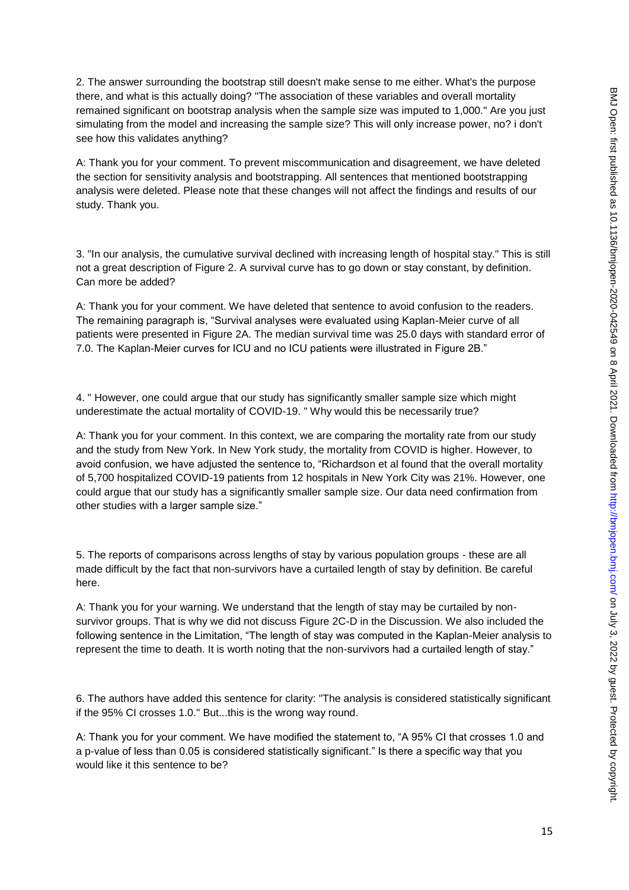2. The answer surrounding the bootstrap still doesn't make sense to me either. What's the purpose there, and what is this actually doing? "The association of these variables and overall mortality remained significant on bootstrap analysis when the sample size was imputed to 1,000." Are you just simulating from the model and increasing the sample size? This will only increase power, no? i don't see how this validates anything?

A: Thank you for your comment. To prevent miscommunication and disagreement, we have deleted the section for sensitivity analysis and bootstrapping. All sentences that mentioned bootstrapping analysis were deleted. Please note that these changes will not affect the findings and results of our study. Thank you.

3. "In our analysis, the cumulative survival declined with increasing length of hospital stay." This is still not a great description of Figure 2. A survival curve has to go down or stay constant, by definition. Can more be added?

A: Thank you for your comment. We have deleted that sentence to avoid confusion to the readers. The remaining paragraph is, "Survival analyses were evaluated using Kaplan-Meier curve of all patients were presented in Figure 2A. The median survival time was 25.0 days with standard error of 7.0. The Kaplan-Meier curves for ICU and no ICU patients were illustrated in Figure 2B."

4. " However, one could argue that our study has significantly smaller sample size which might underestimate the actual mortality of COVID-19. " Why would this be necessarily true?

A: Thank you for your comment. In this context, we are comparing the mortality rate from our study and the study from New York. In New York study, the mortality from COVID is higher. However, to avoid confusion, we have adjusted the sentence to, "Richardson et al found that the overall mortality of 5,700 hospitalized COVID-19 patients from 12 hospitals in New York City was 21%. However, one could argue that our study has a significantly smaller sample size. Our data need confirmation from other studies with a larger sample size."

5. The reports of comparisons across lengths of stay by various population groups - these are all made difficult by the fact that non-survivors have a curtailed length of stay by definition. Be careful here.

A: Thank you for your warning. We understand that the length of stay may be curtailed by non-survivor groups. That is why we did not discuss Figure 2C-D in the Discussion. We also included the following sentence in the Limitation, "The length of stay was computed in the Kaplan-Meier analysis to represent the time to death. It is worth noting that the non-survivors had a curtailed length of stay."

6. The authors have added this sentence for clarity: "The analysis is considered statistically significant if the 95% CI crosses 1.0." But...this is the wrong way round.

A: Thank you for your comment. We have modified the statement to, "A 95% CI that crosses 1.0 and a p-value of less than 0.05 is considered statistically significant." Is there a specific way that you would like it this sentence to be?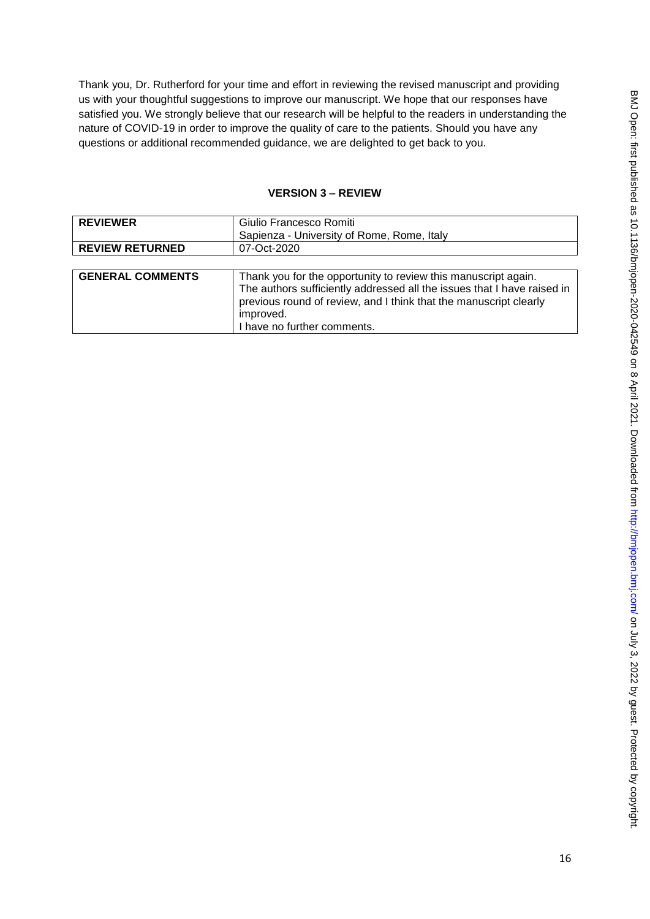Thank you, Dr. Rutherford for your time and effort in reviewing the revised manuscript and providing us with your thoughtful suggestions to improve our manuscript. We hope that our responses have satisfied you. We strongly believe that our research will be helpful to the readers in understanding the nature of COVID-19 in order to improve the quality of care to the patients. Should you have any questions or additional recommended guidance, we are delighted to get back to you.

**VERSION 3 – REVIEW**

| | |
|---|---|
| **REVIEWER** | Giulio Francesco Romiti<br>Sapienza - University of Rome, Rome, Italy |
| **REVIEW RETURNED** | 07-Oct-2020 |

| | |
|---|---|
| **GENERAL COMMENTS** | Thank you for the opportunity to review this manuscript again.<br>The authors sufficiently addressed all the issues that I have raised in previous round of review, and I think that the manuscript clearly improved.<br>I have no further comments. |